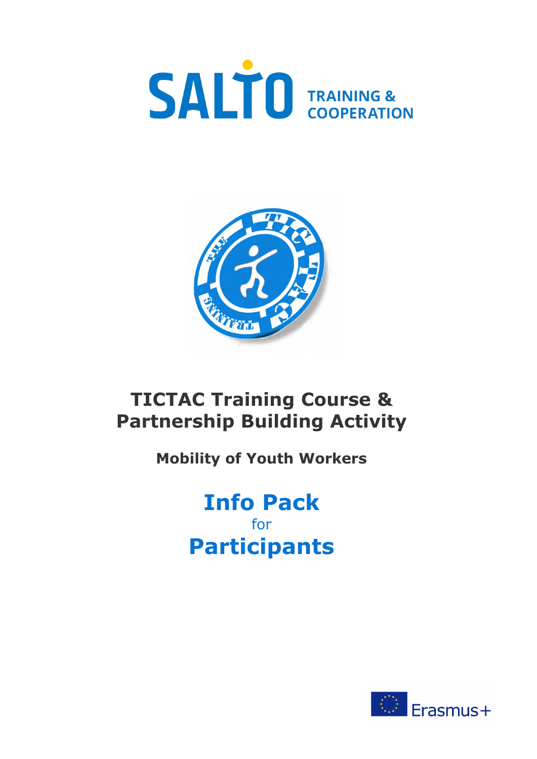SALTO TRAINING & COOPERATION

# TICTAC Training Course & Partnership Building Activity

## Mobility of Youth Workers

# Info Pack
for
# Participants

Erasmus+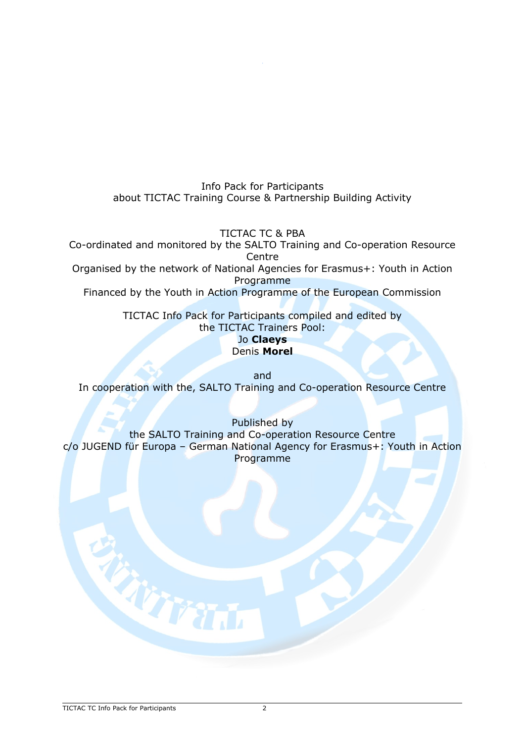Info Pack for Participants
about TICTAC Training Course & Partnership Building Activity

TICTAC TC & PBA
Co-ordinated and monitored by the SALTO Training and Co-operation Resource Centre
Organised by the network of National Agencies for Erasmus+: Youth in Action Programme
Financed by the Youth in Action Programme of the European Commission

TICTAC Info Pack for Participants compiled and edited by
the TICTAC Trainers Pool:
Jo **Claeys**
Denis **Morel**

and
In cooperation with the, SALTO Training and Co-operation Resource Centre

Published by
the SALTO Training and Co-operation Resource Centre
c/o JUGEND für Europa – German National Agency for Erasmus+: Youth in Action Programme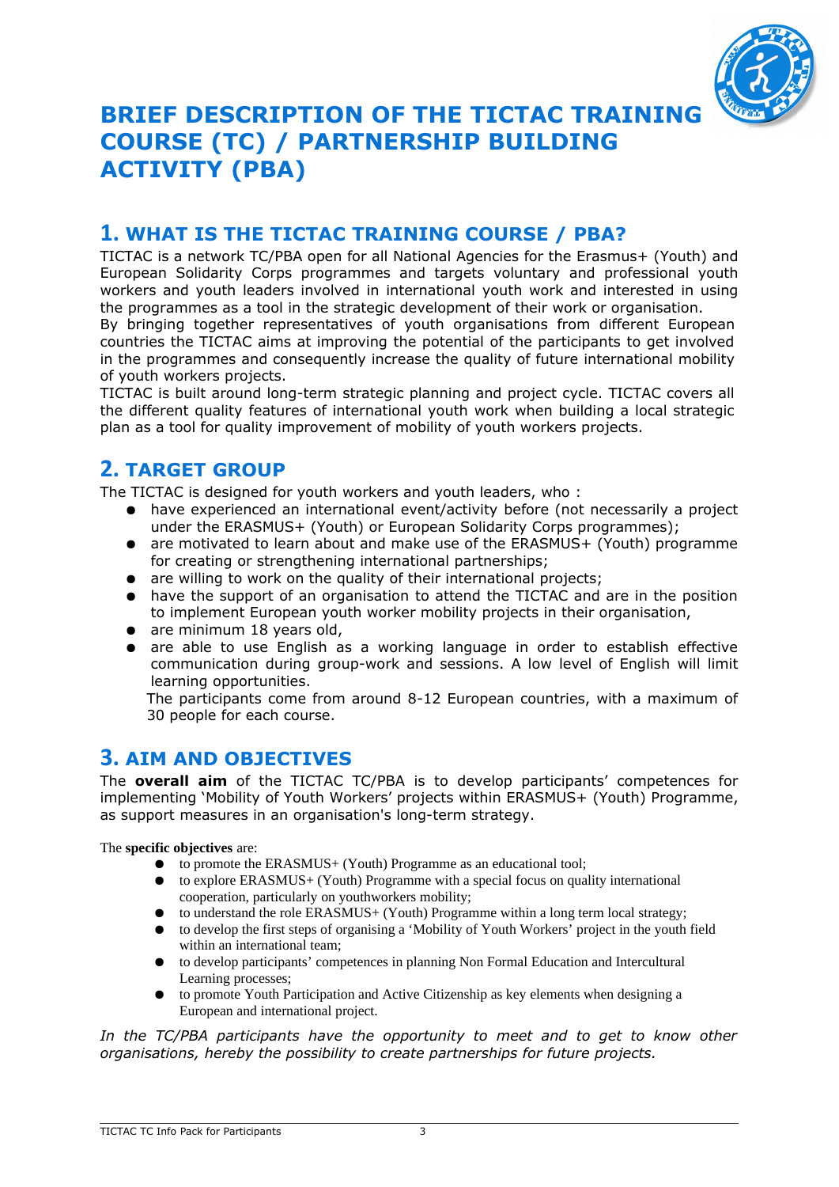# BRIEF DESCRIPTION OF THE TICTAC TRAINING COURSE (TC) / PARTNERSHIP BUILDING ACTIVITY (PBA)

## 1. WHAT IS THE TICTAC TRAINING COURSE / PBA?

TICTAC is a network TC/PBA open for all National Agencies for the Erasmus+ (Youth) and European Solidarity Corps programmes and targets voluntary and professional youth workers and youth leaders involved in international youth work and interested in using the programmes as a tool in the strategic development of their work or organisation.

By bringing together representatives of youth organisations from different European countries the TICTAC aims at improving the potential of the participants to get involved in the programmes and consequently increase the quality of future international mobility of youth workers projects.

TICTAC is built around long-term strategic planning and project cycle. TICTAC covers all the different quality features of international youth work when building a local strategic plan as a tool for quality improvement of mobility of youth workers projects.

## 2. TARGET GROUP

The TICTAC is designed for youth workers and youth leaders, who :

- have experienced an international event/activity before (not necessarily a project under the ERASMUS+ (Youth) or European Solidarity Corps programmes);
- are motivated to learn about and make use of the ERASMUS+ (Youth) programme for creating or strengthening international partnerships;
- are willing to work on the quality of their international projects;
- have the support of an organisation to attend the TICTAC and are in the position to implement European youth worker mobility projects in their organisation,
- are minimum 18 years old,
- are able to use English as a working language in order to establish effective communication during group-work and sessions. A low level of English will limit learning opportunities.

The participants come from around 8-12 European countries, with a maximum of 30 people for each course.

## 3. AIM AND OBJECTIVES

The **overall aim** of the TICTAC TC/PBA is to develop participants' competences for implementing 'Mobility of Youth Workers' projects within ERASMUS+ (Youth) Programme, as support measures in an organisation's long-term strategy.

The **specific objectives** are:

- to promote the ERASMUS+ (Youth) Programme as an educational tool;
- to explore ERASMUS+ (Youth) Programme with a special focus on quality international cooperation, particularly on youthworkers mobility;
- to understand the role ERASMUS+ (Youth) Programme within a long term local strategy;
- to develop the first steps of organising a 'Mobility of Youth Workers' project in the youth field within an international team;
- to develop participants' competences in planning Non Formal Education and Intercultural Learning processes;
- to promote Youth Participation and Active Citizenship as key elements when designing a European and international project.

*In the TC/PBA participants have the opportunity to meet and to get to know other organisations, hereby the possibility to create partnerships for future projects.*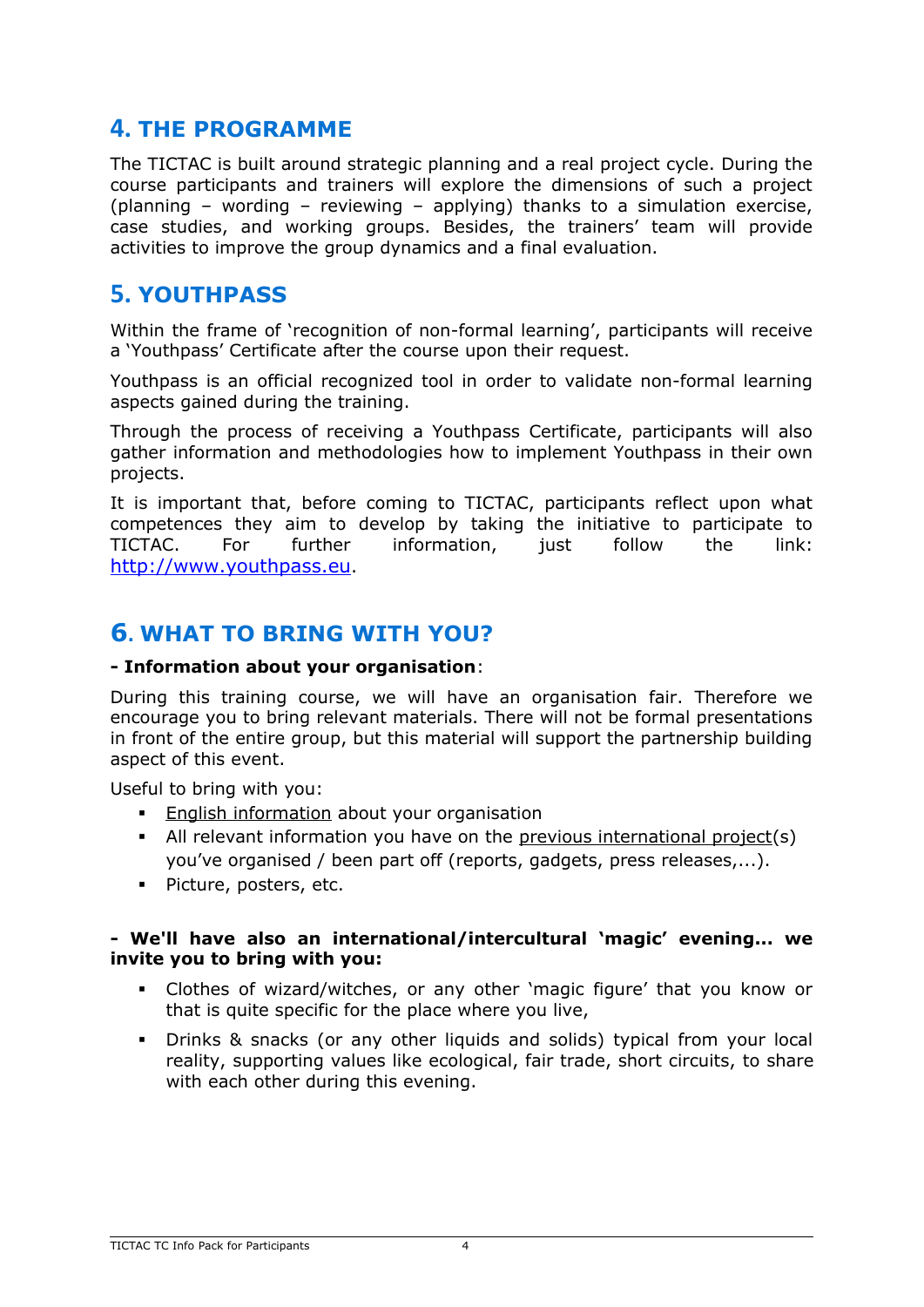## 4. THE PROGRAMME

The TICTAC is built around strategic planning and a real project cycle. During the course participants and trainers will explore the dimensions of such a project (planning – wording – reviewing – applying) thanks to a simulation exercise, case studies, and working groups. Besides, the trainers' team will provide activities to improve the group dynamics and a final evaluation.

## 5. YOUTHPASS

Within the frame of 'recognition of non-formal learning', participants will receive a 'Youthpass' Certificate after the course upon their request.

Youthpass is an official recognized tool in order to validate non-formal learning aspects gained during the training.

Through the process of receiving a Youthpass Certificate, participants will also gather information and methodologies how to implement Youthpass in their own projects.

It is important that, before coming to TICTAC, participants reflect upon what competences they aim to develop by taking the initiative to participate to TICTAC. For further information, just follow the link: [http://www.youthpass.eu](http://www.youthpass.eu).

## 6. WHAT TO BRING WITH YOU?

**- Information about your organisation**:

During this training course, we will have an organisation fair. Therefore we encourage you to bring relevant materials. There will not be formal presentations in front of the entire group, but this material will support the partnership building aspect of this event.

Useful to bring with you:

- English information about your organisation
- All relevant information you have on the previous international project(s) you've organised / been part off (reports, gadgets, press releases,...).
- Picture, posters, etc.

**- We'll have also an international/intercultural 'magic' evening... we invite you to bring with you:**

- Clothes of wizard/witches, or any other 'magic figure' that you know or that is quite specific for the place where you live,
- Drinks & snacks (or any other liquids and solids) typical from your local reality, supporting values like ecological, fair trade, short circuits, to share with each other during this evening.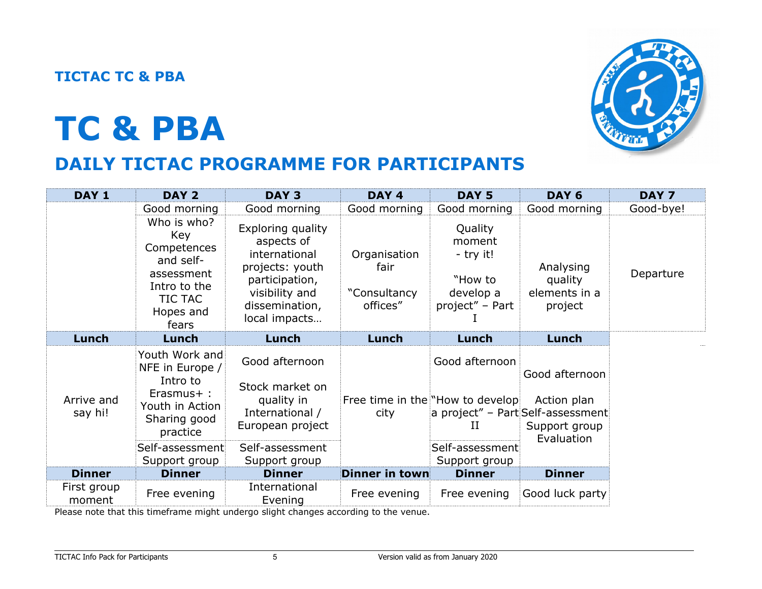**TICTAC TC & PBA**

# TC & PBA

## DAILY TICTAC PROGRAMME FOR PARTICIPANTS

| DAY 1 | DAY 2 | DAY 3 | DAY 4 | DAY 5 | DAY 6 | DAY 7 |
|---|---|---|---|---|---|---|
| | Good morning | Good morning | Good morning | Good morning | Good morning | Good-bye! |
| | Who is who? Key Competences and self-assessment Intro to the TIC TAC Hopes and fears | Exploring quality aspects of international projects: youth participation, visibility and dissemination, local impacts… | Organisation fair "Consultancy offices" | Quality moment - try it! "How to develop a project" – Part I | Analysing quality elements in a project | Departure |
| **Lunch** | **Lunch** | **Lunch** | **Lunch** | **Lunch** | **Lunch** | |
| Arrive and say hi! | Youth Work and NFE in Europe / Intro to Erasmus+ : Youth in Action Sharing good practice | Good afternoon Stock market on quality in International / European project | Free time in the city | Good afternoon "How to develop a project" – Part II | Good afternoon Action plan Self-assessment Support group Evaluation | |
| | Self-assessment Support group | Self-assessment Support group | | Self-assessment Support group | | |
| **Dinner** | **Dinner** | **Dinner** | **Dinner in town** | **Dinner** | **Dinner** | |
| First group moment | Free evening | International Evening | Free evening | Free evening | Good luck party | |

Please note that this timeframe might undergo slight changes according to the venue.